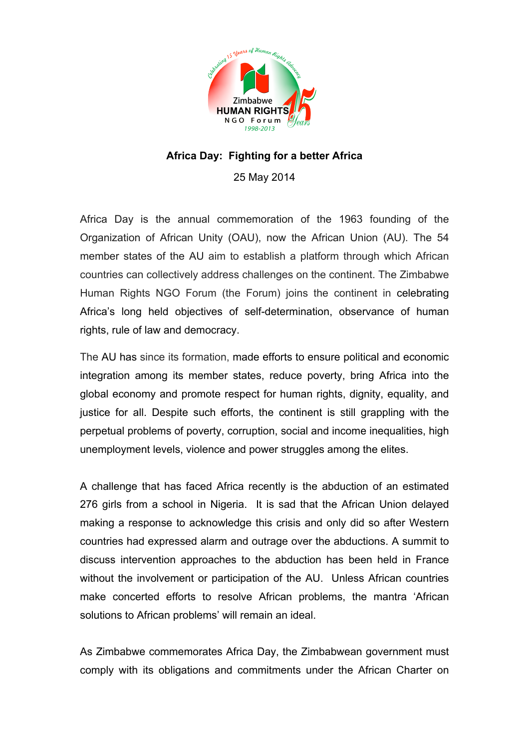Zimbabwe HUMAN RIGHTS NGO Forum 1998-2013

Celebrating 15 Years of Human Rights Advocacy

**Africa Day: Fighting for a better Africa**

25 May 2014

Africa Day is the annual commemoration of the 1963 founding of the Organization of African Unity (OAU), now the African Union (AU). The 54 member states of the AU aim to establish a platform through which African countries can collectively address challenges on the continent. The Zimbabwe Human Rights NGO Forum (the Forum) joins the continent in celebrating Africa's long held objectives of self-determination, observance of human rights, rule of law and democracy.

The AU has since its formation, made efforts to ensure political and economic integration among its member states, reduce poverty, bring Africa into the global economy and promote respect for human rights, dignity, equality, and justice for all. Despite such efforts, the continent is still grappling with the perpetual problems of poverty, corruption, social and income inequalities, high unemployment levels, violence and power struggles among the elites.

A challenge that has faced Africa recently is the abduction of an estimated 276 girls from a school in Nigeria. It is sad that the African Union delayed making a response to acknowledge this crisis and only did so after Western countries had expressed alarm and outrage over the abductions. A summit to discuss intervention approaches to the abduction has been held in France without the involvement or participation of the AU. Unless African countries make concerted efforts to resolve African problems, the mantra 'African solutions to African problems' will remain an ideal.

As Zimbabwe commemorates Africa Day, the Zimbabwean government must comply with its obligations and commitments under the African Charter on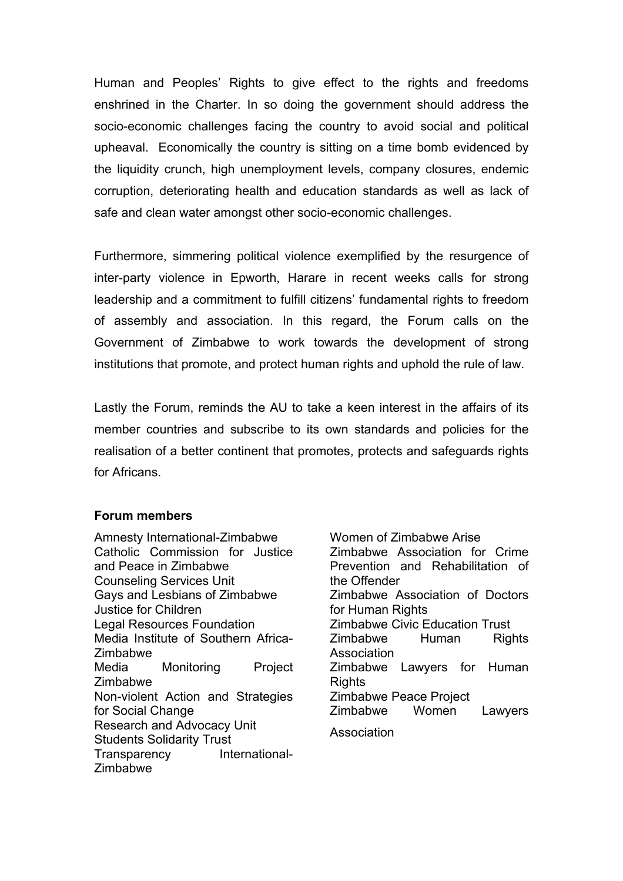Human and Peoples' Rights to give effect to the rights and freedoms enshrined in the Charter. In so doing the government should address the socio-economic challenges facing the country to avoid social and political upheaval. Economically the country is sitting on a time bomb evidenced by the liquidity crunch, high unemployment levels, company closures, endemic corruption, deteriorating health and education standards as well as lack of safe and clean water amongst other socio-economic challenges.

Furthermore, simmering political violence exemplified by the resurgence of inter-party violence in Epworth, Harare in recent weeks calls for strong leadership and a commitment to fulfill citizens' fundamental rights to freedom of assembly and association. In this regard, the Forum calls on the Government of Zimbabwe to work towards the development of strong institutions that promote, and protect human rights and uphold the rule of law.

Lastly the Forum, reminds the AU to take a keen interest in the affairs of its member countries and subscribe to its own standards and policies for the realisation of a better continent that promotes, protects and safeguards rights for Africans.

**Forum members**

Amnesty International-Zimbabwe
Catholic Commission for Justice and Peace in Zimbabwe
Counseling Services Unit
Gays and Lesbians of Zimbabwe
Justice for Children
Legal Resources Foundation
Media Institute of Southern Africa-Zimbabwe
Media Monitoring Project Zimbabwe
Non-violent Action and Strategies for Social Change
Research and Advocacy Unit
Students Solidarity Trust
Transparency International-Zimbabwe
Women of Zimbabwe Arise
Zimbabwe Association for Crime Prevention and Rehabilitation of the Offender
Zimbabwe Association of Doctors for Human Rights
Zimbabwe Civic Education Trust
Zimbabwe Human Rights Association
Zimbabwe Lawyers for Human Rights
Zimbabwe Peace Project
Zimbabwe Women Lawyers Association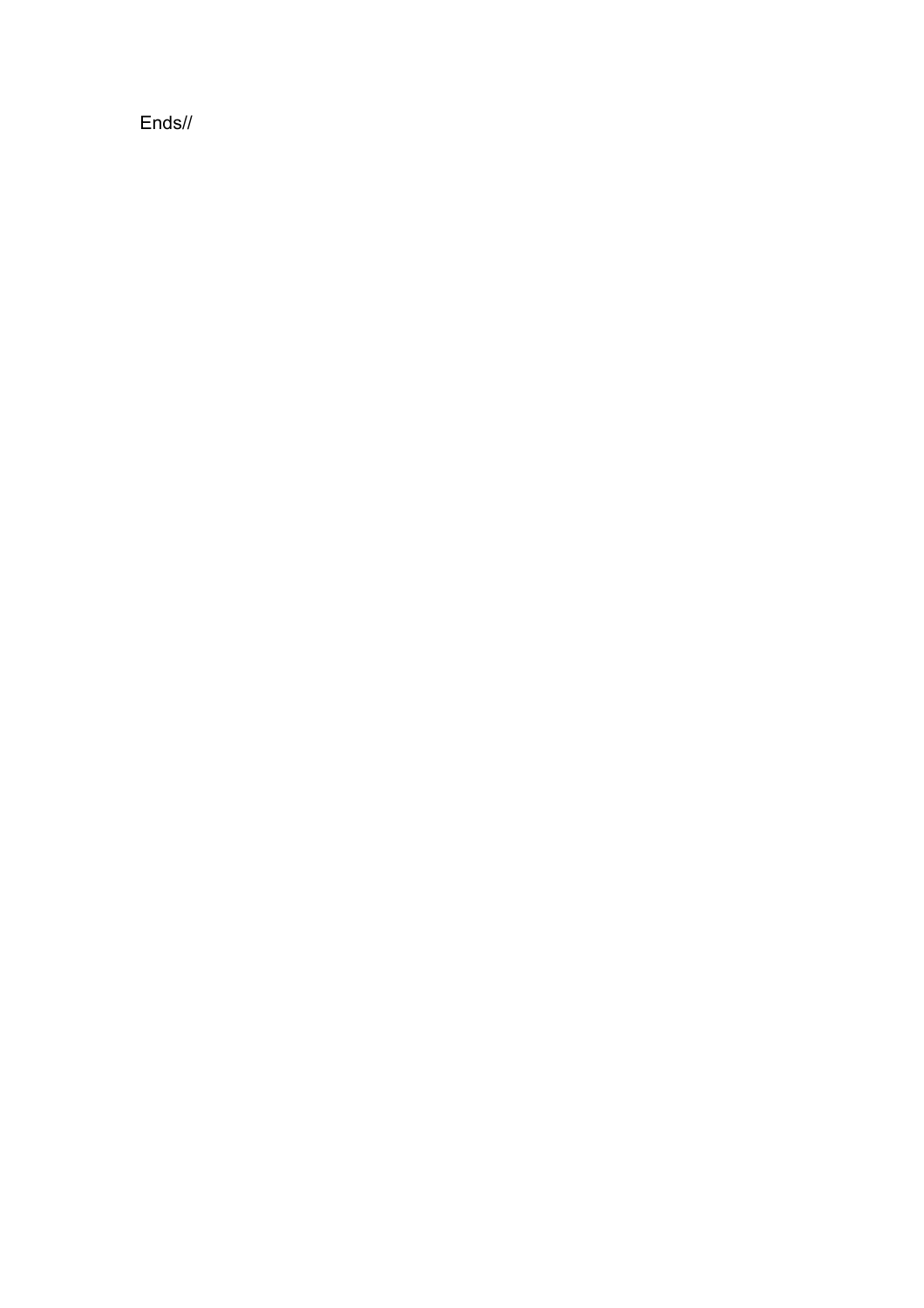Ends//